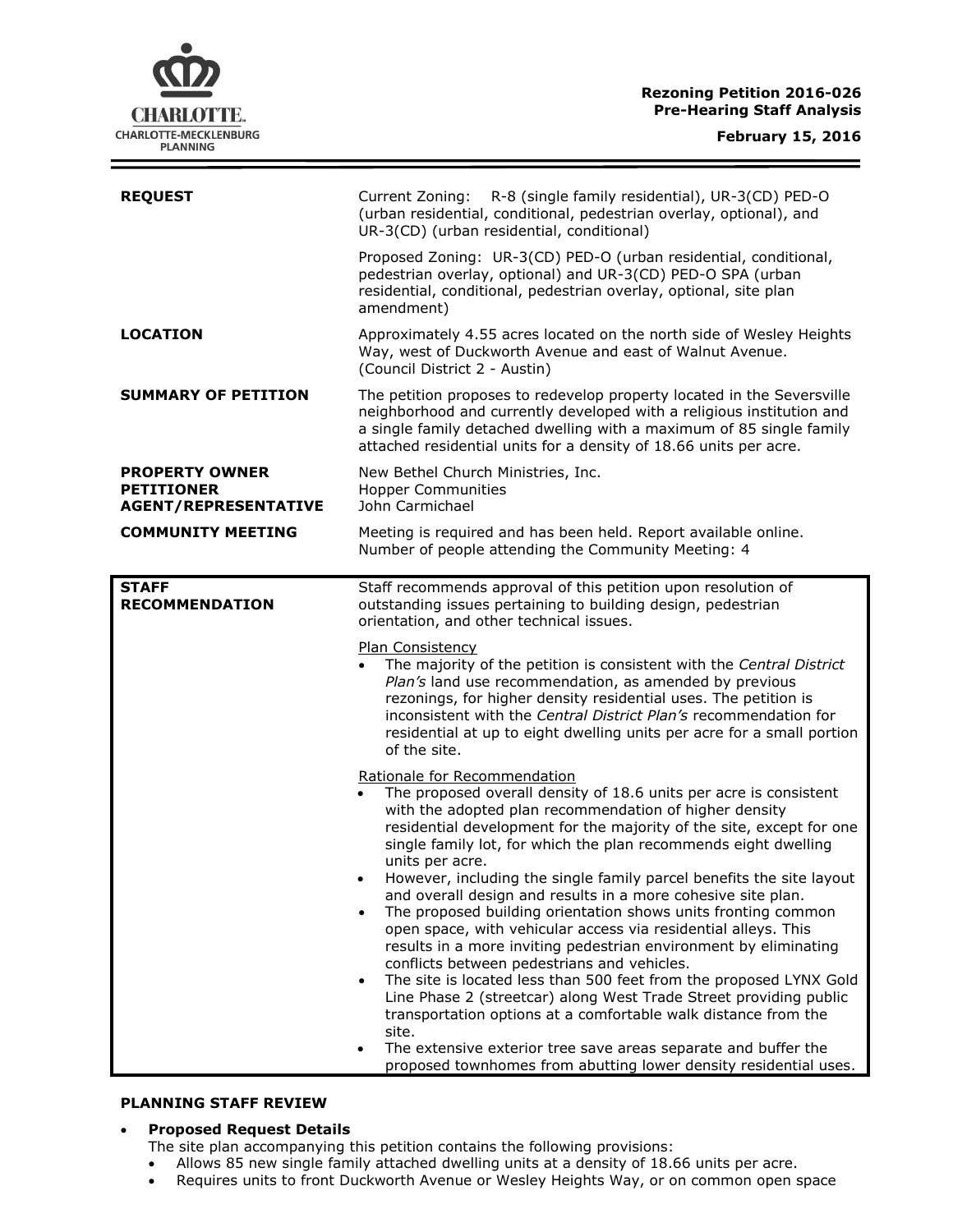**Rezoning Petition 2016-026**
**Pre-Hearing Staff Analysis**

**February 15, 2016**

| | |
|---|---|
| **REQUEST** | Current Zoning: R-8 (single family residential), UR-3(CD) PED-O (urban residential, conditional, pedestrian overlay, optional), and UR-3(CD) (urban residential, conditional)<br><br>Proposed Zoning: UR-3(CD) PED-O (urban residential, conditional, pedestrian overlay, optional) and UR-3(CD) PED-O SPA (urban residential, conditional, pedestrian overlay, optional, site plan amendment) |
| **LOCATION** | Approximately 4.55 acres located on the north side of Wesley Heights Way, west of Duckworth Avenue and east of Walnut Avenue. (Council District 2 - Austin) |
| **SUMMARY OF PETITION** | The petition proposes to redevelop property located in the Seversville neighborhood and currently developed with a religious institution and a single family detached dwelling with a maximum of 85 single family attached residential units for a density of 18.66 units per acre. |
| **PROPERTY OWNER**<br>**PETITIONER**<br>**AGENT/REPRESENTATIVE** | New Bethel Church Ministries, Inc.<br>Hopper Communities<br>John Carmichael |
| **COMMUNITY MEETING** | Meeting is required and has been held. Report available online.<br>Number of people attending the Community Meeting: 4 |

**STAFF RECOMMENDATION**

Staff recommends approval of this petition upon resolution of outstanding issues pertaining to building design, pedestrian orientation, and other technical issues.

Plan Consistency

- The majority of the petition is consistent with the *Central District Plan's* land use recommendation, as amended by previous rezonings, for higher density residential uses. The petition is inconsistent with the *Central District Plan's* recommendation for residential at up to eight dwelling units per acre for a small portion of the site.

Rationale for Recommendation

- The proposed overall density of 18.6 units per acre is consistent with the adopted plan recommendation of higher density residential development for the majority of the site, except for one single family lot, for which the plan recommends eight dwelling units per acre.
- However, including the single family parcel benefits the site layout and overall design and results in a more cohesive site plan.
- The proposed building orientation shows units fronting common open space, with vehicular access via residential alleys. This results in a more inviting pedestrian environment by eliminating conflicts between pedestrians and vehicles.
- The site is located less than 500 feet from the proposed LYNX Gold Line Phase 2 (streetcar) along West Trade Street providing public transportation options at a comfortable walk distance from the site.
- The extensive exterior tree save areas separate and buffer the proposed townhomes from abutting lower density residential uses.

**PLANNING STAFF REVIEW**

- **Proposed Request Details**
  The site plan accompanying this petition contains the following provisions:
  - Allows 85 new single family attached dwelling units at a density of 18.66 units per acre.
  - Requires units to front Duckworth Avenue or Wesley Heights Way, or on common open space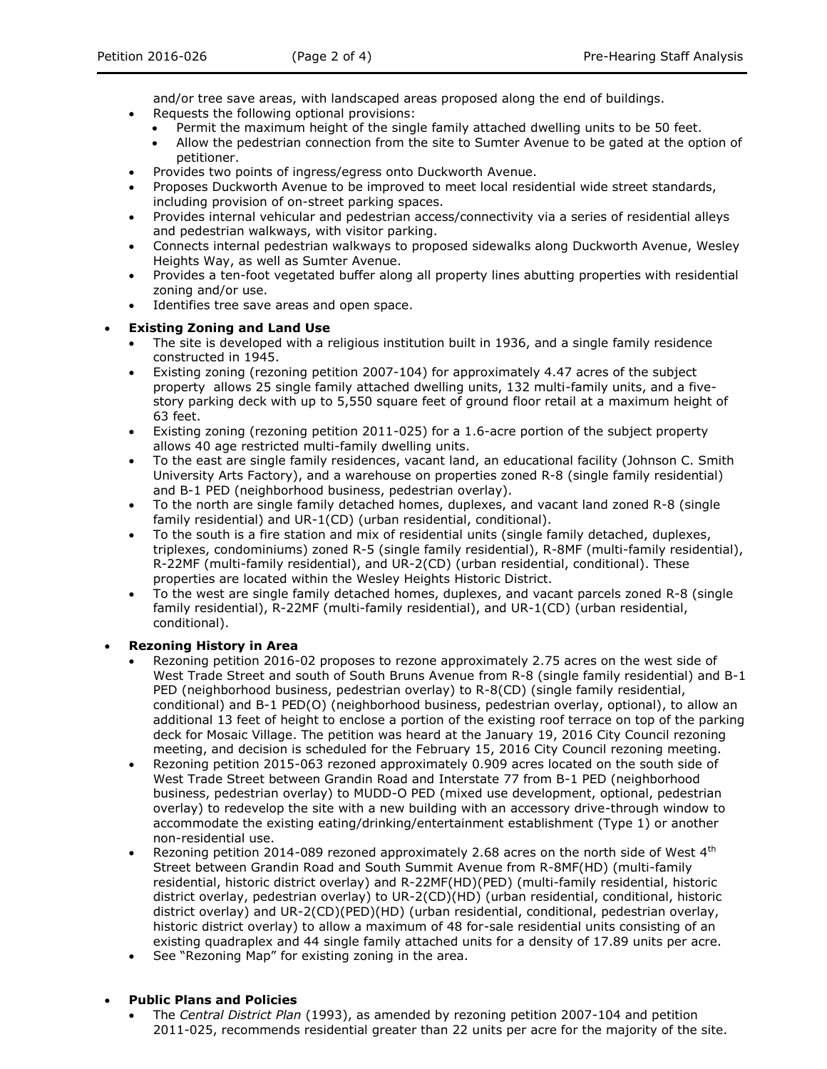and/or tree save areas, with landscaped areas proposed along the end of buildings.
- Requests the following optional provisions:
  - Permit the maximum height of the single family attached dwelling units to be 50 feet.
  - Allow the pedestrian connection from the site to Sumter Avenue to be gated at the option of petitioner.
- Provides two points of ingress/egress onto Duckworth Avenue.
- Proposes Duckworth Avenue to be improved to meet local residential wide street standards, including provision of on-street parking spaces.
- Provides internal vehicular and pedestrian access/connectivity via a series of residential alleys and pedestrian walkways, with visitor parking.
- Connects internal pedestrian walkways to proposed sidewalks along Duckworth Avenue, Wesley Heights Way, as well as Sumter Avenue.
- Provides a ten-foot vegetated buffer along all property lines abutting properties with residential zoning and/or use.
- Identifies tree save areas and open space.

- **Existing Zoning and Land Use**
  - The site is developed with a religious institution built in 1936, and a single family residence constructed in 1945.
  - Existing zoning (rezoning petition 2007-104) for approximately 4.47 acres of the subject property allows 25 single family attached dwelling units, 132 multi-family units, and a five-story parking deck with up to 5,550 square feet of ground floor retail at a maximum height of 63 feet.
  - Existing zoning (rezoning petition 2011-025) for a 1.6-acre portion of the subject property allows 40 age restricted multi-family dwelling units.
  - To the east are single family residences, vacant land, an educational facility (Johnson C. Smith University Arts Factory), and a warehouse on properties zoned R-8 (single family residential) and B-1 PED (neighborhood business, pedestrian overlay).
  - To the north are single family detached homes, duplexes, and vacant land zoned R-8 (single family residential) and UR-1(CD) (urban residential, conditional).
  - To the south is a fire station and mix of residential units (single family detached, duplexes, triplexes, condominiums) zoned R-5 (single family residential), R-8MF (multi-family residential), R-22MF (multi-family residential), and UR-2(CD) (urban residential, conditional). These properties are located within the Wesley Heights Historic District.
  - To the west are single family detached homes, duplexes, and vacant parcels zoned R-8 (single family residential), R-22MF (multi-family residential), and UR-1(CD) (urban residential, conditional).

- **Rezoning History in Area**
  - Rezoning petition 2016-02 proposes to rezone approximately 2.75 acres on the west side of West Trade Street and south of South Bruns Avenue from R-8 (single family residential) and B-1 PED (neighborhood business, pedestrian overlay) to R-8(CD) (single family residential, conditional) and B-1 PED(O) (neighborhood business, pedestrian overlay, optional), to allow an additional 13 feet of height to enclose a portion of the existing roof terrace on top of the parking deck for Mosaic Village. The petition was heard at the January 19, 2016 City Council rezoning meeting, and decision is scheduled for the February 15, 2016 City Council rezoning meeting.
  - Rezoning petition 2015-063 rezoned approximately 0.909 acres located on the south side of West Trade Street between Grandin Road and Interstate 77 from B-1 PED (neighborhood business, pedestrian overlay) to MUDD-O PED (mixed use development, optional, pedestrian overlay) to redevelop the site with a new building with an accessory drive-through window to accommodate the existing eating/drinking/entertainment establishment (Type 1) or another non-residential use.
  - Rezoning petition 2014-089 rezoned approximately 2.68 acres on the north side of West 4th Street between Grandin Road and South Summit Avenue from R-8MF(HD) (multi-family residential, historic district overlay) and R-22MF(HD)(PED) (multi-family residential, historic district overlay, pedestrian overlay) to UR-2(CD)(HD) (urban residential, conditional, historic district overlay) and UR-2(CD)(PED)(HD) (urban residential, conditional, pedestrian overlay, historic district overlay) to allow a maximum of 48 for-sale residential units consisting of an existing quadraplex and 44 single family attached units for a density of 17.89 units per acre.
  - See "Rezoning Map" for existing zoning in the area.

- **Public Plans and Policies**
  - The *Central District Plan* (1993), as amended by rezoning petition 2007-104 and petition 2011-025, recommends residential greater than 22 units per acre for the majority of the site.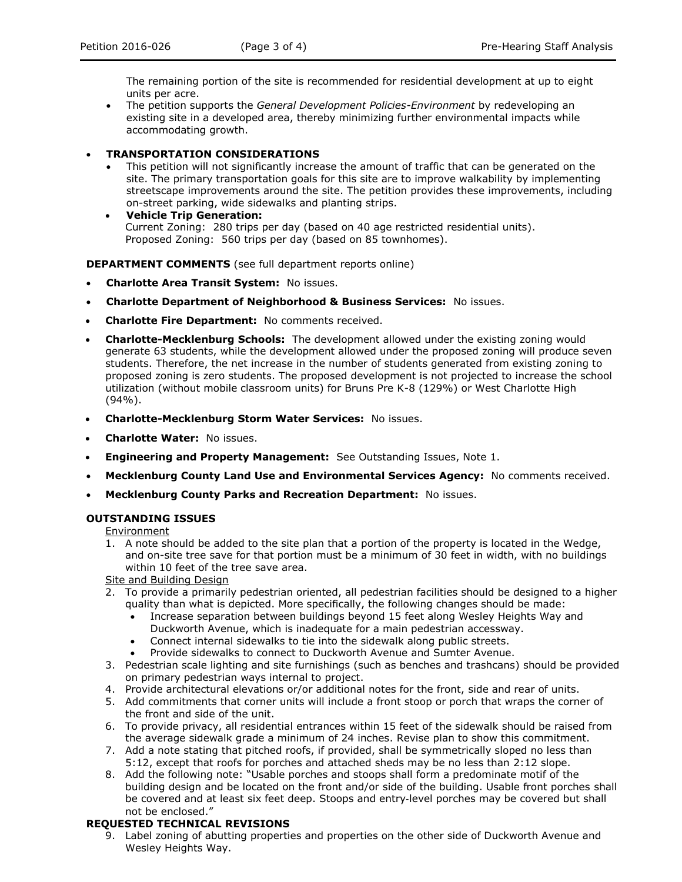The remaining portion of the site is recommended for residential development at up to eight units per acre.

- The petition supports the *General Development Policies-Environment* by redeveloping an existing site in a developed area, thereby minimizing further environmental impacts while accommodating growth.

- **TRANSPORTATION CONSIDERATIONS**
  - This petition will not significantly increase the amount of traffic that can be generated on the site. The primary transportation goals for this site are to improve walkability by implementing streetscape improvements around the site. The petition provides these improvements, including on-street parking, wide sidewalks and planting strips.
  - **Vehicle Trip Generation:**
    Current Zoning: 280 trips per day (based on 40 age restricted residential units).
    Proposed Zoning: 560 trips per day (based on 85 townhomes).

**DEPARTMENT COMMENTS** (see full department reports online)

- **Charlotte Area Transit System:** No issues.
- **Charlotte Department of Neighborhood & Business Services:** No issues.
- **Charlotte Fire Department:** No comments received.
- **Charlotte-Mecklenburg Schools:** The development allowed under the existing zoning would generate 63 students, while the development allowed under the proposed zoning will produce seven students. Therefore, the net increase in the number of students generated from existing zoning to proposed zoning is zero students. The proposed development is not projected to increase the school utilization (without mobile classroom units) for Bruns Pre K-8 (129%) or West Charlotte High (94%).
- **Charlotte-Mecklenburg Storm Water Services:** No issues.
- **Charlotte Water:** No issues.
- **Engineering and Property Management:** See Outstanding Issues, Note 1.
- **Mecklenburg County Land Use and Environmental Services Agency:** No comments received.
- **Mecklenburg County Parks and Recreation Department:** No issues.

**OUTSTANDING ISSUES**

Environment

1. A note should be added to the site plan that a portion of the property is located in the Wedge, and on-site tree save for that portion must be a minimum of 30 feet in width, with no buildings within 10 feet of the tree save area.

Site and Building Design

2. To provide a primarily pedestrian oriented, all pedestrian facilities should be designed to a higher quality than what is depicted. More specifically, the following changes should be made:
   - Increase separation between buildings beyond 15 feet along Wesley Heights Way and Duckworth Avenue, which is inadequate for a main pedestrian accessway.
   - Connect internal sidewalks to tie into the sidewalk along public streets.
   - Provide sidewalks to connect to Duckworth Avenue and Sumter Avenue.
3. Pedestrian scale lighting and site furnishings (such as benches and trashcans) should be provided on primary pedestrian ways internal to project.
4. Provide architectural elevations or/or additional notes for the front, side and rear of units.
5. Add commitments that corner units will include a front stoop or porch that wraps the corner of the front and side of the unit.
6. To provide privacy, all residential entrances within 15 feet of the sidewalk should be raised from the average sidewalk grade a minimum of 24 inches. Revise plan to show this commitment.
7. Add a note stating that pitched roofs, if provided, shall be symmetrically sloped no less than 5:12, except that roofs for porches and attached sheds may be no less than 2:12 slope.
8. Add the following note: "Usable porches and stoops shall form a predominate motif of the building design and be located on the front and/or side of the building. Usable front porches shall be covered and at least six feet deep. Stoops and entry-level porches may be covered but shall not be enclosed."

**REQUESTED TECHNICAL REVISIONS**

9. Label zoning of abutting properties and properties on the other side of Duckworth Avenue and Wesley Heights Way.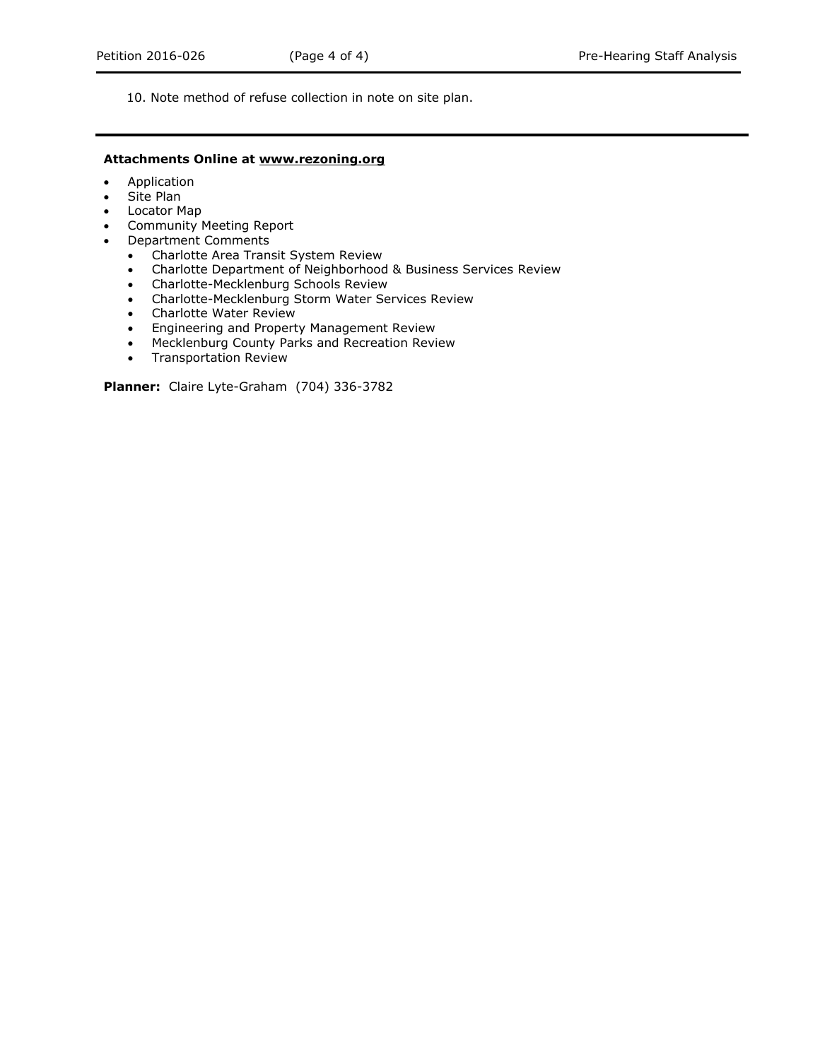10. Note method of refuse collection in note on site plan.

---

**Attachments Online at www.rezoning.org**

- Application
- Site Plan
- Locator Map
- Community Meeting Report
- Department Comments
  - Charlotte Area Transit System Review
  - Charlotte Department of Neighborhood & Business Services Review
  - Charlotte-Mecklenburg Schools Review
  - Charlotte-Mecklenburg Storm Water Services Review
  - Charlotte Water Review
  - Engineering and Property Management Review
  - Mecklenburg County Parks and Recreation Review
  - Transportation Review

**Planner:** Claire Lyte-Graham (704) 336-3782